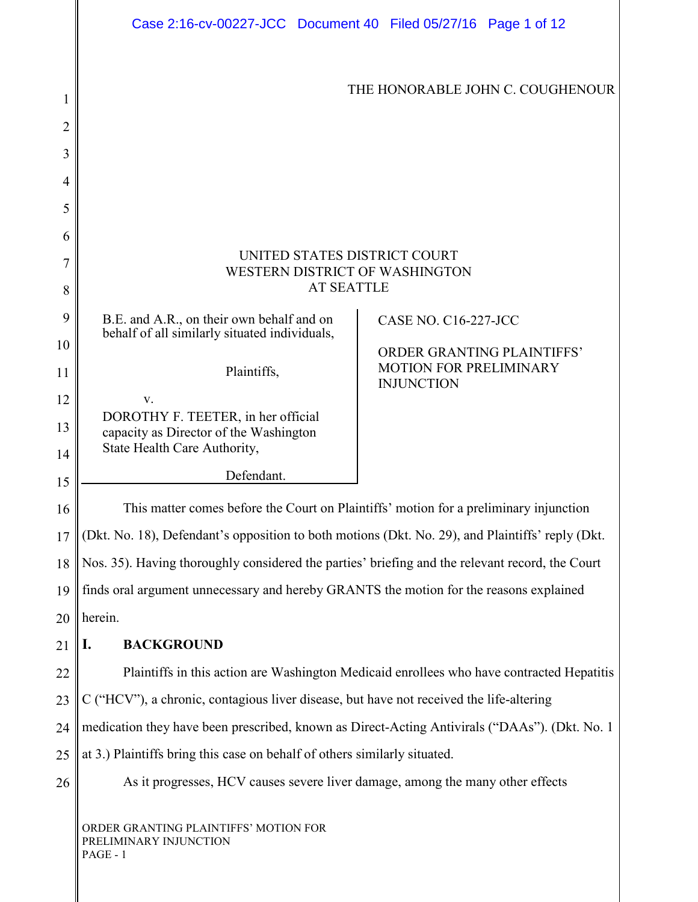THE HONORABLE JOHN C. COUGHENOUR

UNITED STATES DISTRICT COURT
WESTERN DISTRICT OF WASHINGTON
AT SEATTLE

B.E. and A.R., on their own behalf and on behalf of all similarly situated individuals,

Plaintiffs,

v.

DOROTHY F. TEETER, in her official capacity as Director of the Washington State Health Care Authority,

Defendant.

CASE NO. C16-227-JCC

ORDER GRANTING PLAINTIFFS' MOTION FOR PRELIMINARY INJUNCTION

This matter comes before the Court on Plaintiffs' motion for a preliminary injunction (Dkt. No. 18), Defendant's opposition to both motions (Dkt. No. 29), and Plaintiffs' reply (Dkt. Nos. 35). Having thoroughly considered the parties' briefing and the relevant record, the Court finds oral argument unnecessary and hereby GRANTS the motion for the reasons explained herein.

## I. BACKGROUND

Plaintiffs in this action are Washington Medicaid enrollees who have contracted Hepatitis C ("HCV"), a chronic, contagious liver disease, but have not received the life-altering medication they have been prescribed, known as Direct-Acting Antivirals ("DAAs"). (Dkt. No. 1 at 3.) Plaintiffs bring this case on behalf of others similarly situated.

As it progresses, HCV causes severe liver damage, among the many other effects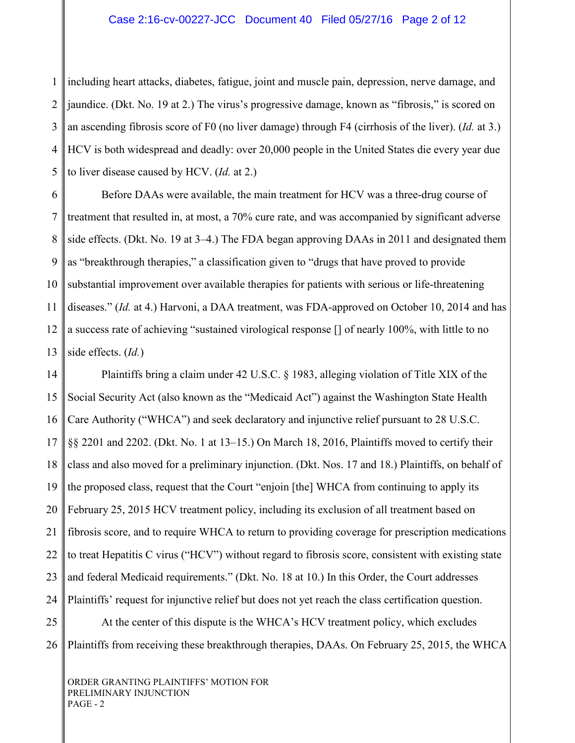including heart attacks, diabetes, fatigue, joint and muscle pain, depression, nerve damage, and jaundice. (Dkt. No. 19 at 2.) The virus's progressive damage, known as "fibrosis," is scored on an ascending fibrosis score of F0 (no liver damage) through F4 (cirrhosis of the liver). (*Id.* at 3.) HCV is both widespread and deadly: over 20,000 people in the United States die every year due to liver disease caused by HCV. (*Id.* at 2.)

Before DAAs were available, the main treatment for HCV was a three-drug course of treatment that resulted in, at most, a 70% cure rate, and was accompanied by significant adverse side effects. (Dkt. No. 19 at 3–4.) The FDA began approving DAAs in 2011 and designated them as "breakthrough therapies," a classification given to "drugs that have proved to provide substantial improvement over available therapies for patients with serious or life-threatening diseases." (*Id.* at 4.) Harvoni, a DAA treatment, was FDA-approved on October 10, 2014 and has a success rate of achieving "sustained virological response [] of nearly 100%, with little to no side effects. (*Id.*)

Plaintiffs bring a claim under 42 U.S.C. § 1983, alleging violation of Title XIX of the Social Security Act (also known as the "Medicaid Act") against the Washington State Health Care Authority ("WHCA") and seek declaratory and injunctive relief pursuant to 28 U.S.C. §§ 2201 and 2202. (Dkt. No. 1 at 13–15.) On March 18, 2016, Plaintiffs moved to certify their class and also moved for a preliminary injunction. (Dkt. Nos. 17 and 18.) Plaintiffs, on behalf of the proposed class, request that the Court "enjoin [the] WHCA from continuing to apply its February 25, 2015 HCV treatment policy, including its exclusion of all treatment based on fibrosis score, and to require WHCA to return to providing coverage for prescription medications to treat Hepatitis C virus ("HCV") without regard to fibrosis score, consistent with existing state and federal Medicaid requirements." (Dkt. No. 18 at 10.) In this Order, the Court addresses Plaintiffs' request for injunctive relief but does not yet reach the class certification question.

At the center of this dispute is the WHCA's HCV treatment policy, which excludes Plaintiffs from receiving these breakthrough therapies, DAAs. On February 25, 2015, the WHCA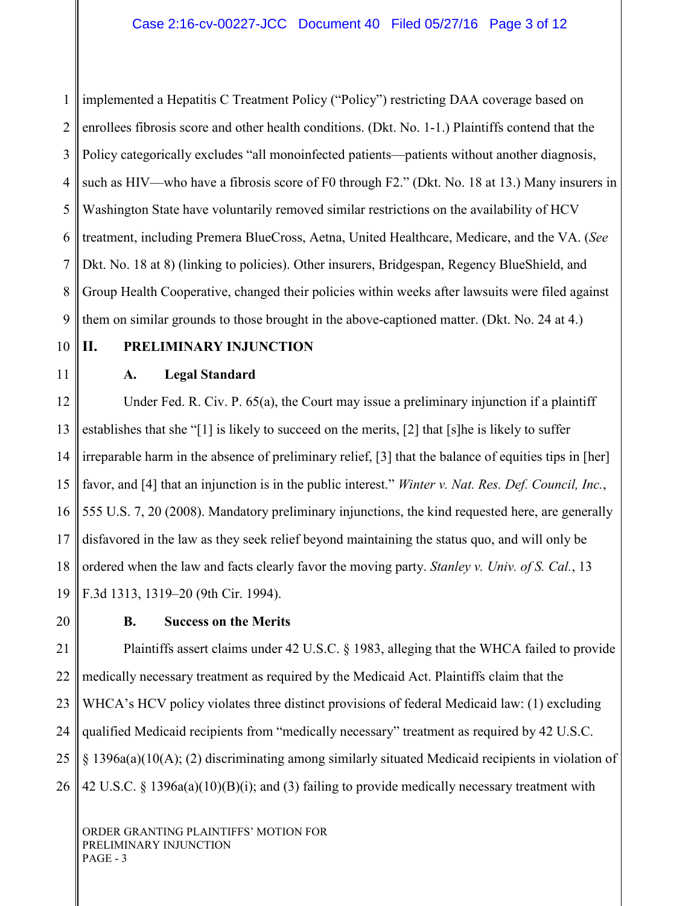implemented a Hepatitis C Treatment Policy ("Policy") restricting DAA coverage based on enrollees fibrosis score and other health conditions. (Dkt. No. 1-1.) Plaintiffs contend that the Policy categorically excludes "all monoinfected patients—patients without another diagnosis, such as HIV—who have a fibrosis score of F0 through F2." (Dkt. No. 18 at 13.) Many insurers in Washington State have voluntarily removed similar restrictions on the availability of HCV treatment, including Premera BlueCross, Aetna, United Healthcare, Medicare, and the VA. (*See* Dkt. No. 18 at 8) (linking to policies). Other insurers, Bridgespan, Regency BlueShield, and Group Health Cooperative, changed their policies within weeks after lawsuits were filed against them on similar grounds to those brought in the above-captioned matter. (Dkt. No. 24 at 4.)

## II. PRELIMINARY INJUNCTION

### A. Legal Standard

Under Fed. R. Civ. P. 65(a), the Court may issue a preliminary injunction if a plaintiff establishes that she "[1] is likely to succeed on the merits, [2] that [s]he is likely to suffer irreparable harm in the absence of preliminary relief, [3] that the balance of equities tips in [her] favor, and [4] that an injunction is in the public interest." *Winter v. Nat. Res. Def. Council, Inc.*, 555 U.S. 7, 20 (2008). Mandatory preliminary injunctions, the kind requested here, are generally disfavored in the law as they seek relief beyond maintaining the status quo, and will only be ordered when the law and facts clearly favor the moving party. *Stanley v. Univ. of S. Cal.*, 13 F.3d 1313, 1319–20 (9th Cir. 1994).

### B. Success on the Merits

Plaintiffs assert claims under 42 U.S.C. § 1983, alleging that the WHCA failed to provide medically necessary treatment as required by the Medicaid Act. Plaintiffs claim that the WHCA's HCV policy violates three distinct provisions of federal Medicaid law: (1) excluding qualified Medicaid recipients from "medically necessary" treatment as required by 42 U.S.C. § 1396a(a)(10(A); (2) discriminating among similarly situated Medicaid recipients in violation of 42 U.S.C. § 1396a(a)(10)(B)(i); and (3) failing to provide medically necessary treatment with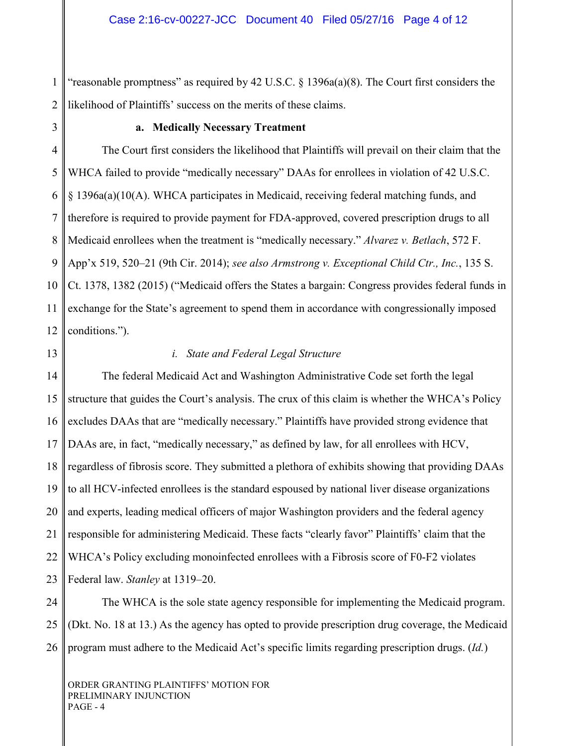"reasonable promptness" as required by 42 U.S.C. § 1396a(a)(8). The Court first considers the likelihood of Plaintiffs' success on the merits of these claims.

**a. Medically Necessary Treatment**

The Court first considers the likelihood that Plaintiffs will prevail on their claim that the WHCA failed to provide "medically necessary" DAAs for enrollees in violation of 42 U.S.C. § 1396a(a)(10(A). WHCA participates in Medicaid, receiving federal matching funds, and therefore is required to provide payment for FDA-approved, covered prescription drugs to all Medicaid enrollees when the treatment is "medically necessary." *Alvarez v. Betlach*, 572 F. App'x 519, 520–21 (9th Cir. 2014); *see also Armstrong v. Exceptional Child Ctr., Inc.*, 135 S. Ct. 1378, 1382 (2015) ("Medicaid offers the States a bargain: Congress provides federal funds in exchange for the State's agreement to spend them in accordance with congressionally imposed conditions.").

*i. State and Federal Legal Structure*

The federal Medicaid Act and Washington Administrative Code set forth the legal structure that guides the Court's analysis. The crux of this claim is whether the WHCA's Policy excludes DAAs that are "medically necessary." Plaintiffs have provided strong evidence that DAAs are, in fact, "medically necessary," as defined by law, for all enrollees with HCV, regardless of fibrosis score. They submitted a plethora of exhibits showing that providing DAAs to all HCV-infected enrollees is the standard espoused by national liver disease organizations and experts, leading medical officers of major Washington providers and the federal agency responsible for administering Medicaid. These facts "clearly favor" Plaintiffs' claim that the WHCA's Policy excluding monoinfected enrollees with a Fibrosis score of F0-F2 violates Federal law. *Stanley* at 1319–20.

The WHCA is the sole state agency responsible for implementing the Medicaid program. (Dkt. No. 18 at 13.) As the agency has opted to provide prescription drug coverage, the Medicaid program must adhere to the Medicaid Act's specific limits regarding prescription drugs. (*Id.*)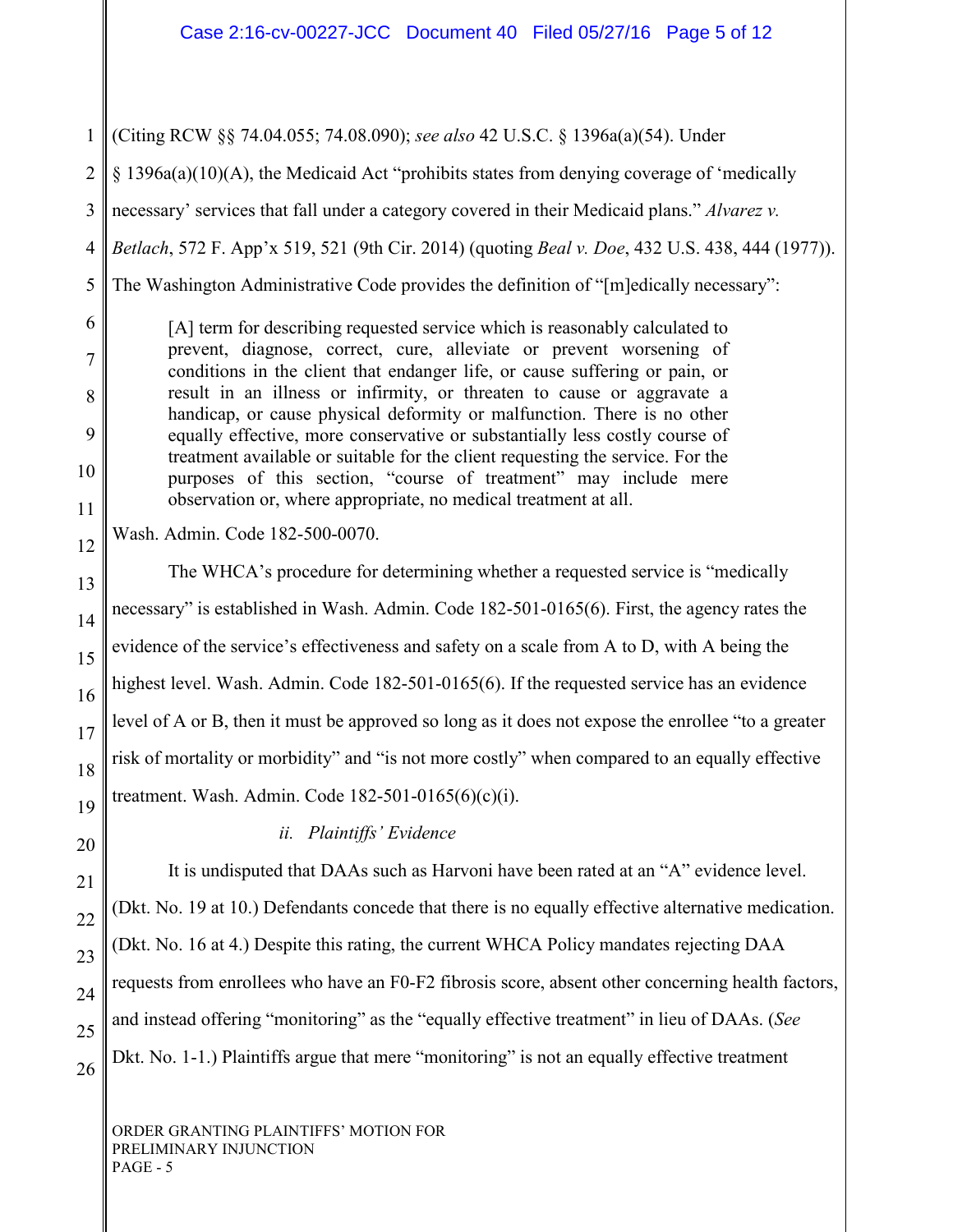(Citing RCW §§ 74.04.055; 74.08.090); *see also* 42 U.S.C. § 1396a(a)(54). Under § 1396a(a)(10)(A), the Medicaid Act "prohibits states from denying coverage of 'medically necessary' services that fall under a category covered in their Medicaid plans." *Alvarez v. Betlach*, 572 F. App'x 519, 521 (9th Cir. 2014) (quoting *Beal v. Doe*, 432 U.S. 438, 444 (1977)). The Washington Administrative Code provides the definition of "[m]edically necessary":

> [A] term for describing requested service which is reasonably calculated to prevent, diagnose, correct, cure, alleviate or prevent worsening of conditions in the client that endanger life, or cause suffering or pain, or result in an illness or infirmity, or threaten to cause or aggravate a handicap, or cause physical deformity or malfunction. There is no other equally effective, more conservative or substantially less costly course of treatment available or suitable for the client requesting the service. For the purposes of this section, "course of treatment" may include mere observation or, where appropriate, no medical treatment at all.

Wash. Admin. Code 182-500-0070.

The WHCA's procedure for determining whether a requested service is "medically necessary" is established in Wash. Admin. Code 182-501-0165(6). First, the agency rates the evidence of the service's effectiveness and safety on a scale from A to D, with A being the highest level. Wash. Admin. Code 182-501-0165(6). If the requested service has an evidence level of A or B, then it must be approved so long as it does not expose the enrollee "to a greater risk of mortality or morbidity" and "is not more costly" when compared to an equally effective treatment. Wash. Admin. Code 182-501-0165(6)(c)(i).

*ii. Plaintiffs' Evidence*

It is undisputed that DAAs such as Harvoni have been rated at an "A" evidence level. (Dkt. No. 19 at 10.) Defendants concede that there is no equally effective alternative medication. (Dkt. No. 16 at 4.) Despite this rating, the current WHCA Policy mandates rejecting DAA requests from enrollees who have an F0-F2 fibrosis score, absent other concerning health factors, and instead offering "monitoring" as the "equally effective treatment" in lieu of DAAs. (*See* Dkt. No. 1-1.) Plaintiffs argue that mere "monitoring" is not an equally effective treatment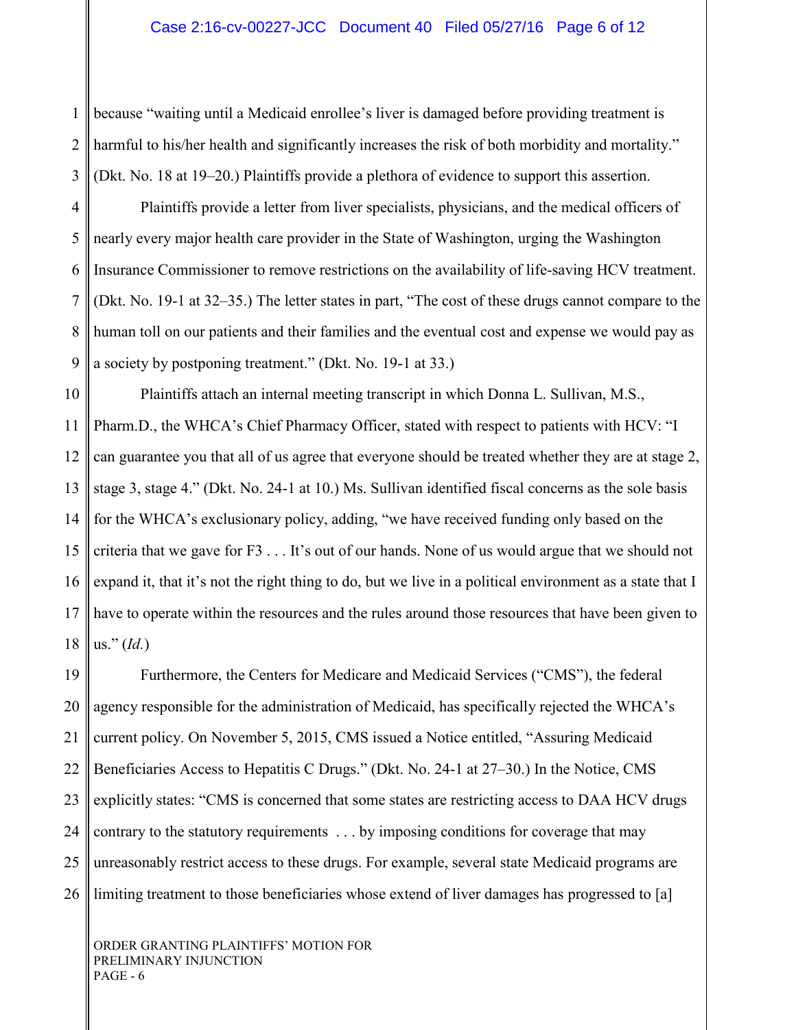because "waiting until a Medicaid enrollee's liver is damaged before providing treatment is harmful to his/her health and significantly increases the risk of both morbidity and mortality." (Dkt. No. 18 at 19–20.) Plaintiffs provide a plethora of evidence to support this assertion.

Plaintiffs provide a letter from liver specialists, physicians, and the medical officers of nearly every major health care provider in the State of Washington, urging the Washington Insurance Commissioner to remove restrictions on the availability of life-saving HCV treatment. (Dkt. No. 19-1 at 32–35.) The letter states in part, "The cost of these drugs cannot compare to the human toll on our patients and their families and the eventual cost and expense we would pay as a society by postponing treatment." (Dkt. No. 19-1 at 33.)

Plaintiffs attach an internal meeting transcript in which Donna L. Sullivan, M.S., Pharm.D., the WHCA's Chief Pharmacy Officer, stated with respect to patients with HCV: "I can guarantee you that all of us agree that everyone should be treated whether they are at stage 2, stage 3, stage 4." (Dkt. No. 24-1 at 10.) Ms. Sullivan identified fiscal concerns as the sole basis for the WHCA's exclusionary policy, adding, "we have received funding only based on the criteria that we gave for F3 . . . It's out of our hands. None of us would argue that we should not expand it, that it's not the right thing to do, but we live in a political environment as a state that I have to operate within the resources and the rules around those resources that have been given to us." (*Id.*)

Furthermore, the Centers for Medicare and Medicaid Services ("CMS"), the federal agency responsible for the administration of Medicaid, has specifically rejected the WHCA's current policy. On November 5, 2015, CMS issued a Notice entitled, "Assuring Medicaid Beneficiaries Access to Hepatitis C Drugs." (Dkt. No. 24-1 at 27–30.) In the Notice, CMS explicitly states: "CMS is concerned that some states are restricting access to DAA HCV drugs contrary to the statutory requirements . . . by imposing conditions for coverage that may unreasonably restrict access to these drugs. For example, several state Medicaid programs are limiting treatment to those beneficiaries whose extend of liver damages has progressed to [a]

ORDER GRANTING PLAINTIFFS' MOTION FOR PRELIMINARY INJUNCTION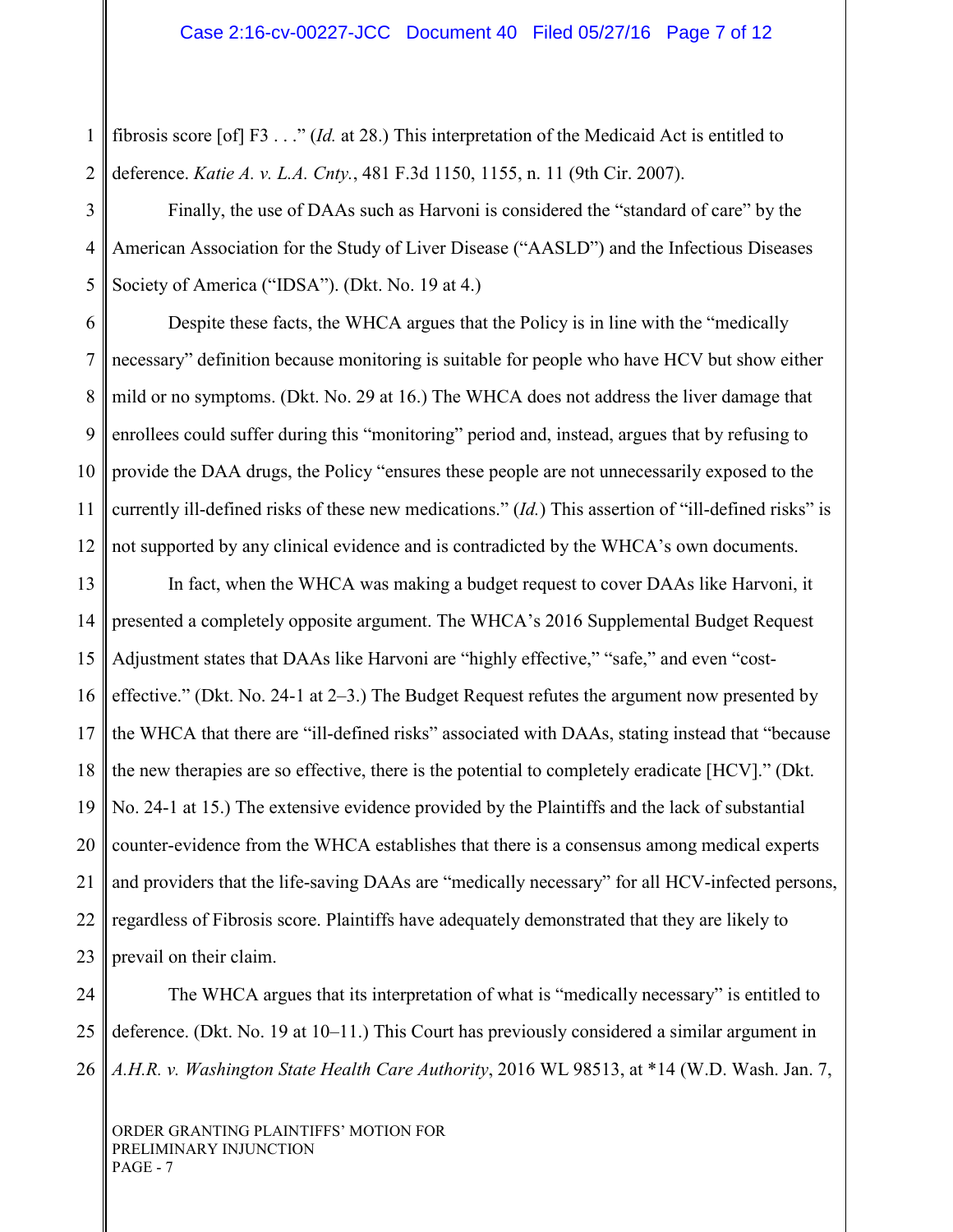fibrosis score [of] F3 . . ." (*Id.* at 28.) This interpretation of the Medicaid Act is entitled to deference. *Katie A. v. L.A. Cnty.*, 481 F.3d 1150, 1155, n. 11 (9th Cir. 2007).

Finally, the use of DAAs such as Harvoni is considered the "standard of care" by the American Association for the Study of Liver Disease ("AASLD") and the Infectious Diseases Society of America ("IDSA"). (Dkt. No. 19 at 4.)

Despite these facts, the WHCA argues that the Policy is in line with the "medically necessary" definition because monitoring is suitable for people who have HCV but show either mild or no symptoms. (Dkt. No. 29 at 16.) The WHCA does not address the liver damage that enrollees could suffer during this "monitoring" period and, instead, argues that by refusing to provide the DAA drugs, the Policy "ensures these people are not unnecessarily exposed to the currently ill-defined risks of these new medications." (*Id.*) This assertion of "ill-defined risks" is not supported by any clinical evidence and is contradicted by the WHCA's own documents.

In fact, when the WHCA was making a budget request to cover DAAs like Harvoni, it presented a completely opposite argument. The WHCA's 2016 Supplemental Budget Request Adjustment states that DAAs like Harvoni are "highly effective," "safe," and even "cost-effective." (Dkt. No. 24-1 at 2–3.) The Budget Request refutes the argument now presented by the WHCA that there are "ill-defined risks" associated with DAAs, stating instead that "because the new therapies are so effective, there is the potential to completely eradicate [HCV]." (Dkt. No. 24-1 at 15.) The extensive evidence provided by the Plaintiffs and the lack of substantial counter-evidence from the WHCA establishes that there is a consensus among medical experts and providers that the life-saving DAAs are "medically necessary" for all HCV-infected persons, regardless of Fibrosis score. Plaintiffs have adequately demonstrated that they are likely to prevail on their claim.

The WHCA argues that its interpretation of what is "medically necessary" is entitled to deference. (Dkt. No. 19 at 10–11.) This Court has previously considered a similar argument in *A.H.R. v. Washington State Health Care Authority*, 2016 WL 98513, at *14 (W.D. Wash. Jan. 7,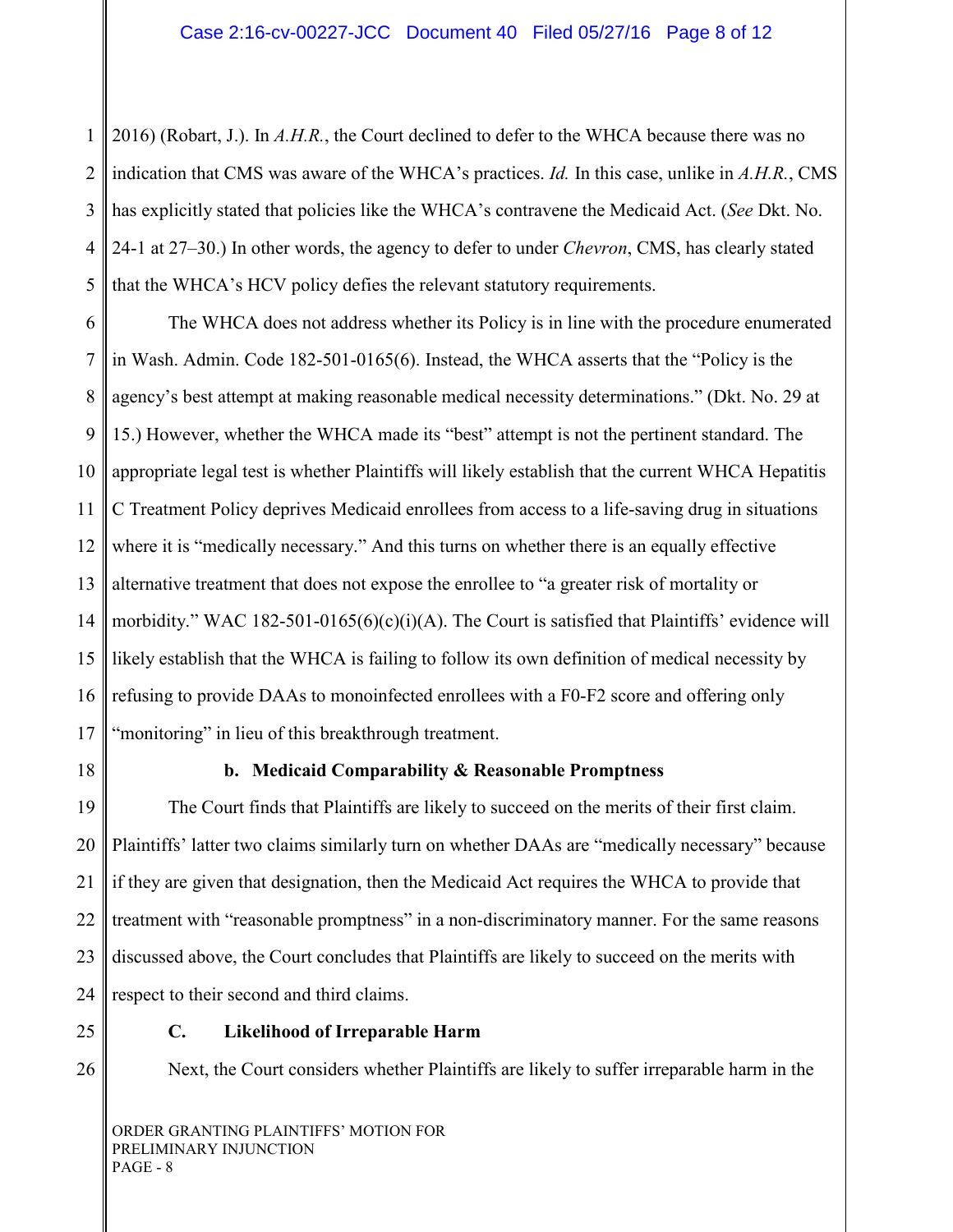2016) (Robart, J.). In *A.H.R.*, the Court declined to defer to the WHCA because there was no indication that CMS was aware of the WHCA's practices. *Id.* In this case, unlike in *A.H.R.*, CMS has explicitly stated that policies like the WHCA's contravene the Medicaid Act. (*See* Dkt. No. 24-1 at 27–30.) In other words, the agency to defer to under *Chevron*, CMS, has clearly stated that the WHCA's HCV policy defies the relevant statutory requirements.

The WHCA does not address whether its Policy is in line with the procedure enumerated in Wash. Admin. Code 182-501-0165(6). Instead, the WHCA asserts that the "Policy is the agency's best attempt at making reasonable medical necessity determinations." (Dkt. No. 29 at 15.) However, whether the WHCA made its "best" attempt is not the pertinent standard. The appropriate legal test is whether Plaintiffs will likely establish that the current WHCA Hepatitis C Treatment Policy deprives Medicaid enrollees from access to a life-saving drug in situations where it is "medically necessary." And this turns on whether there is an equally effective alternative treatment that does not expose the enrollee to "a greater risk of mortality or morbidity." WAC 182-501-0165(6)(c)(i)(A). The Court is satisfied that Plaintiffs' evidence will likely establish that the WHCA is failing to follow its own definition of medical necessity by refusing to provide DAAs to monoinfected enrollees with a F0-F2 score and offering only "monitoring" in lieu of this breakthrough treatment.

#### b. Medicaid Comparability & Reasonable Promptness

The Court finds that Plaintiffs are likely to succeed on the merits of their first claim. Plaintiffs' latter two claims similarly turn on whether DAAs are "medically necessary" because if they are given that designation, then the Medicaid Act requires the WHCA to provide that treatment with "reasonable promptness" in a non-discriminatory manner. For the same reasons discussed above, the Court concludes that Plaintiffs are likely to succeed on the merits with respect to their second and third claims.

### C. Likelihood of Irreparable Harm

Next, the Court considers whether Plaintiffs are likely to suffer irreparable harm in the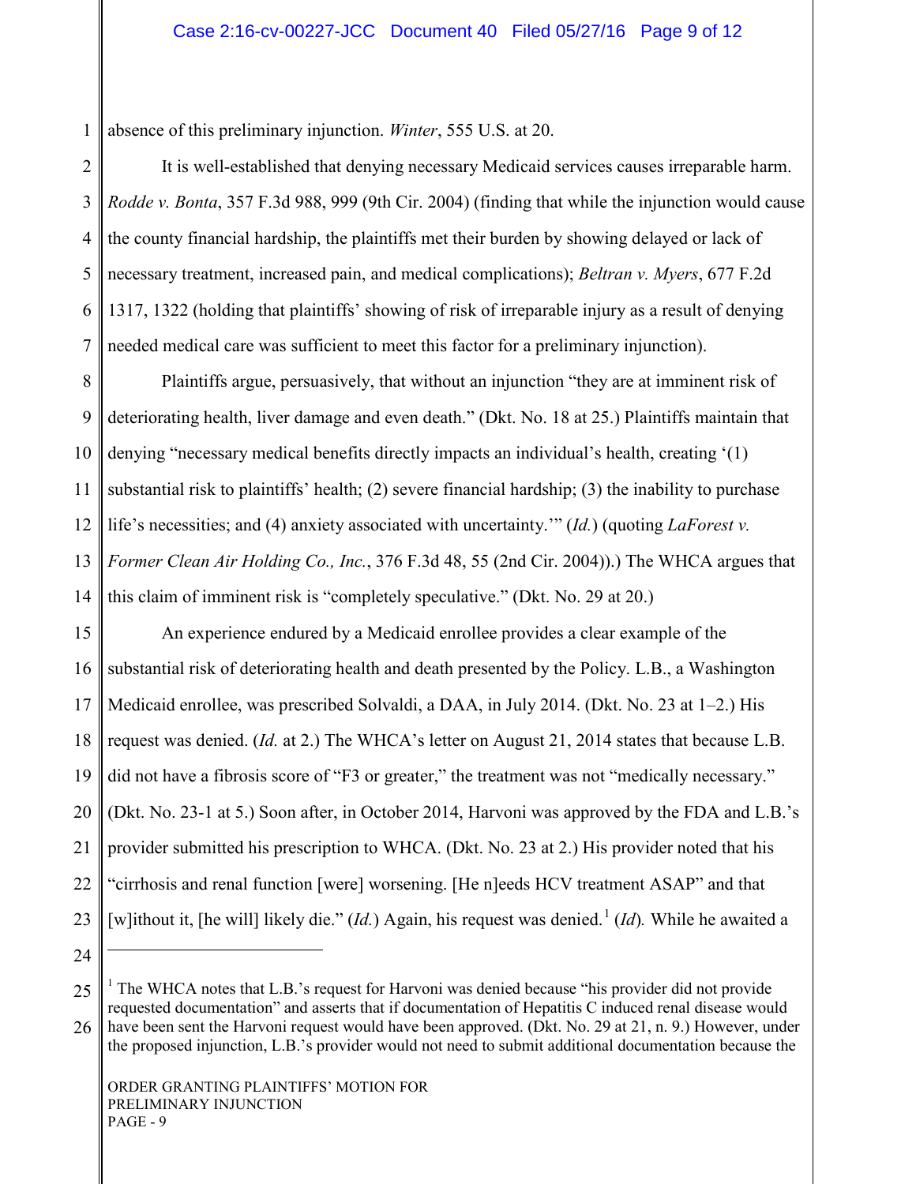absence of this preliminary injunction. *Winter*, 555 U.S. at 20.

It is well-established that denying necessary Medicaid services causes irreparable harm. *Rodde v. Bonta*, 357 F.3d 988, 999 (9th Cir. 2004) (finding that while the injunction would cause the county financial hardship, the plaintiffs met their burden by showing delayed or lack of necessary treatment, increased pain, and medical complications); *Beltran v. Myers*, 677 F.2d 1317, 1322 (holding that plaintiffs' showing of risk of irreparable injury as a result of denying needed medical care was sufficient to meet this factor for a preliminary injunction).

Plaintiffs argue, persuasively, that without an injunction "they are at imminent risk of deteriorating health, liver damage and even death." (Dkt. No. 18 at 25.) Plaintiffs maintain that denying "necessary medical benefits directly impacts an individual's health, creating '(1) substantial risk to plaintiffs' health; (2) severe financial hardship; (3) the inability to purchase life's necessities; and (4) anxiety associated with uncertainty.'" (*Id.*) (quoting *LaForest v. Former Clean Air Holding Co., Inc.*, 376 F.3d 48, 55 (2nd Cir. 2004)).) The WHCA argues that this claim of imminent risk is "completely speculative." (Dkt. No. 29 at 20.)

An experience endured by a Medicaid enrollee provides a clear example of the substantial risk of deteriorating health and death presented by the Policy. L.B., a Washington Medicaid enrollee, was prescribed Solvaldi, a DAA, in July 2014. (Dkt. No. 23 at 1–2.) His request was denied. (*Id.* at 2.) The WHCA's letter on August 21, 2014 states that because L.B. did not have a fibrosis score of "F3 or greater," the treatment was not "medically necessary." (Dkt. No. 23-1 at 5.) Soon after, in October 2014, Harvoni was approved by the FDA and L.B.'s provider submitted his prescription to WHCA. (Dkt. No. 23 at 2.) His provider noted that his "cirrhosis and renal function [were] worsening. [He n]eeds HCV treatment ASAP" and that [w]ithout it, [he will] likely die." (*Id.*) Again, his request was denied.[1] (*Id*). While he awaited a

[1] The WHCA notes that L.B.'s request for Harvoni was denied because "his provider did not provide requested documentation" and asserts that if documentation of Hepatitis C induced renal disease would have been sent the Harvoni request would have been approved. (Dkt. No. 29 at 21, n. 9.) However, under the proposed injunction, L.B.'s provider would not need to submit additional documentation because the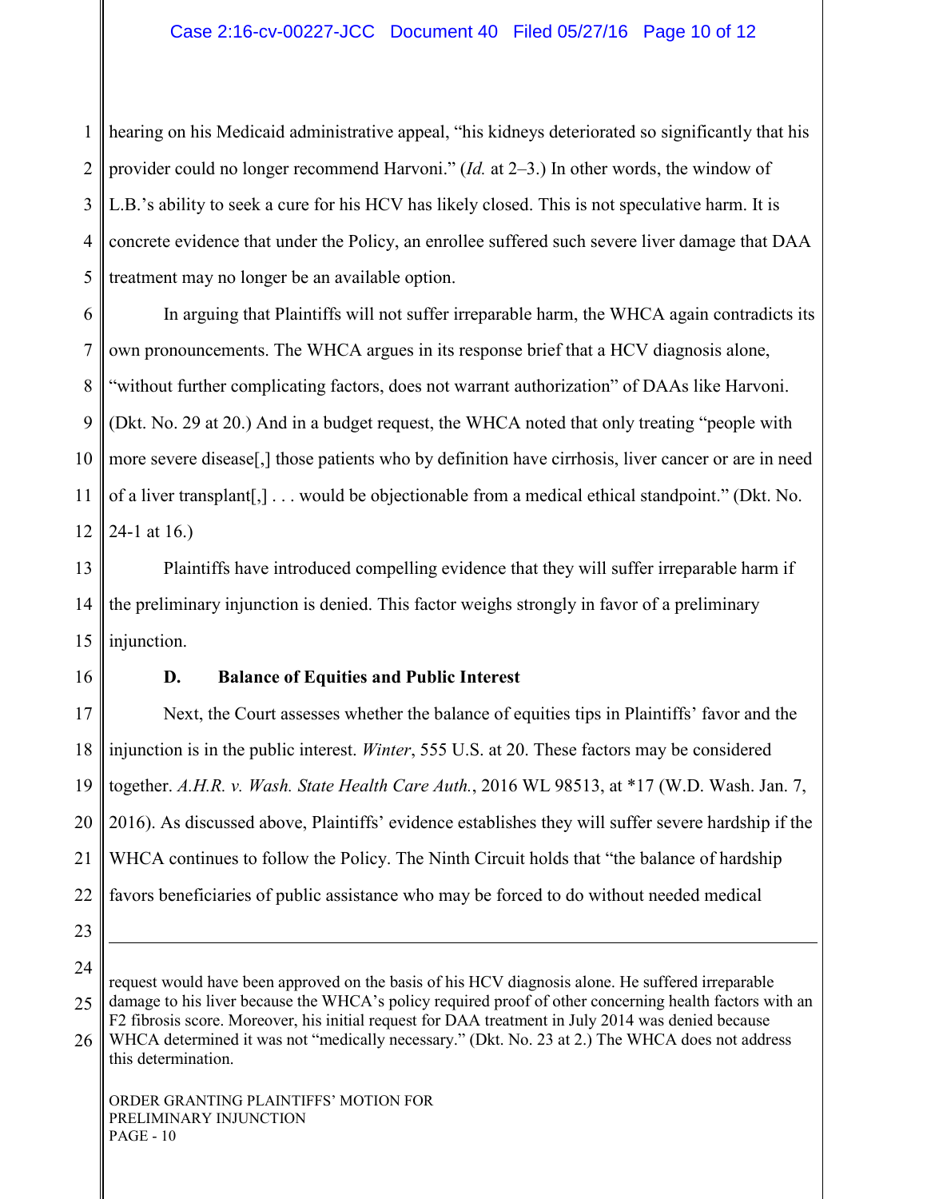hearing on his Medicaid administrative appeal, "his kidneys deteriorated so significantly that his provider could no longer recommend Harvoni." (*Id.* at 2–3.) In other words, the window of L.B.'s ability to seek a cure for his HCV has likely closed. This is not speculative harm. It is concrete evidence that under the Policy, an enrollee suffered such severe liver damage that DAA treatment may no longer be an available option.

In arguing that Plaintiffs will not suffer irreparable harm, the WHCA again contradicts its own pronouncements. The WHCA argues in its response brief that a HCV diagnosis alone, "without further complicating factors, does not warrant authorization" of DAAs like Harvoni. (Dkt. No. 29 at 20.) And in a budget request, the WHCA noted that only treating "people with more severe disease[,] those patients who by definition have cirrhosis, liver cancer or are in need of a liver transplant[,] . . . would be objectionable from a medical ethical standpoint." (Dkt. No. 24-1 at 16.)

Plaintiffs have introduced compelling evidence that they will suffer irreparable harm if the preliminary injunction is denied. This factor weighs strongly in favor of a preliminary injunction.

### D. Balance of Equities and Public Interest

Next, the Court assesses whether the balance of equities tips in Plaintiffs' favor and the injunction is in the public interest. *Winter*, 555 U.S. at 20. These factors may be considered together. *A.H.R. v. Wash. State Health Care Auth.*, 2016 WL 98513, at *17 (W.D. Wash. Jan. 7, 2016). As discussed above, Plaintiffs' evidence establishes they will suffer severe hardship if the WHCA continues to follow the Policy. The Ninth Circuit holds that "the balance of hardship favors beneficiaries of public assistance who may be forced to do without needed medical

---

request would have been approved on the basis of his HCV diagnosis alone. He suffered irreparable damage to his liver because the WHCA's policy required proof of other concerning health factors with an F2 fibrosis score. Moreover, his initial request for DAA treatment in July 2014 was denied because WHCA determined it was not "medically necessary." (Dkt. No. 23 at 2.) The WHCA does not address this determination.

ORDER GRANTING PLAINTIFFS' MOTION FOR PRELIMINARY INJUNCTION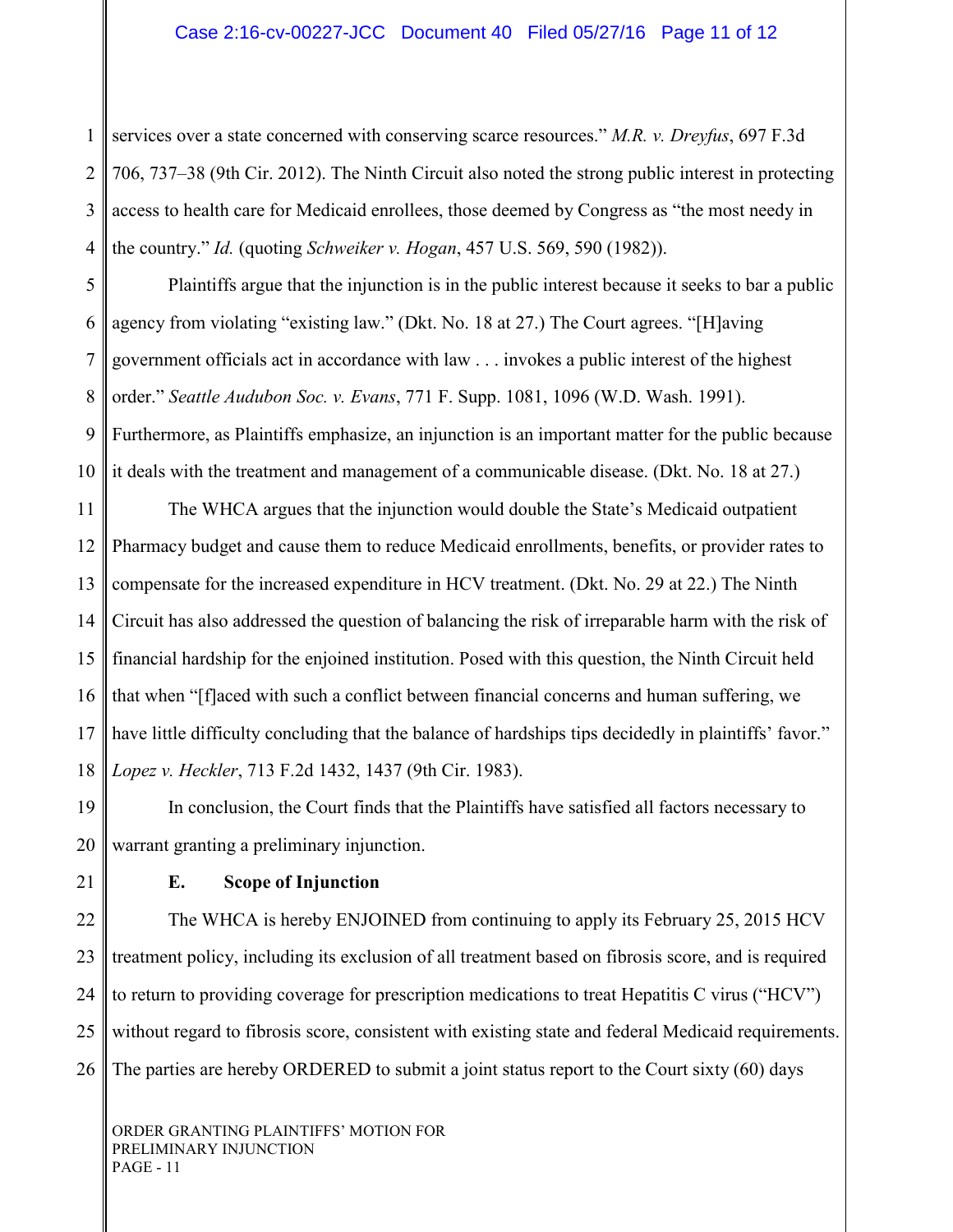services over a state concerned with conserving scarce resources." *M.R. v. Dreyfus*, 697 F.3d 706, 737–38 (9th Cir. 2012). The Ninth Circuit also noted the strong public interest in protecting access to health care for Medicaid enrollees, those deemed by Congress as "the most needy in the country." *Id.* (quoting *Schweiker v. Hogan*, 457 U.S. 569, 590 (1982)).

Plaintiffs argue that the injunction is in the public interest because it seeks to bar a public agency from violating "existing law." (Dkt. No. 18 at 27.) The Court agrees. "[H]aving government officials act in accordance with law . . . invokes a public interest of the highest order." *Seattle Audubon Soc. v. Evans*, 771 F. Supp. 1081, 1096 (W.D. Wash. 1991). Furthermore, as Plaintiffs emphasize, an injunction is an important matter for the public because it deals with the treatment and management of a communicable disease. (Dkt. No. 18 at 27.)

The WHCA argues that the injunction would double the State's Medicaid outpatient Pharmacy budget and cause them to reduce Medicaid enrollments, benefits, or provider rates to compensate for the increased expenditure in HCV treatment. (Dkt. No. 29 at 22.) The Ninth Circuit has also addressed the question of balancing the risk of irreparable harm with the risk of financial hardship for the enjoined institution. Posed with this question, the Ninth Circuit held that when "[f]aced with such a conflict between financial concerns and human suffering, we have little difficulty concluding that the balance of hardships tips decidedly in plaintiffs' favor." *Lopez v. Heckler*, 713 F.2d 1432, 1437 (9th Cir. 1983).

In conclusion, the Court finds that the Plaintiffs have satisfied all factors necessary to warrant granting a preliminary injunction.

### E. Scope of Injunction

The WHCA is hereby ENJOINED from continuing to apply its February 25, 2015 HCV treatment policy, including its exclusion of all treatment based on fibrosis score, and is required to return to providing coverage for prescription medications to treat Hepatitis C virus ("HCV") without regard to fibrosis score, consistent with existing state and federal Medicaid requirements. The parties are hereby ORDERED to submit a joint status report to the Court sixty (60) days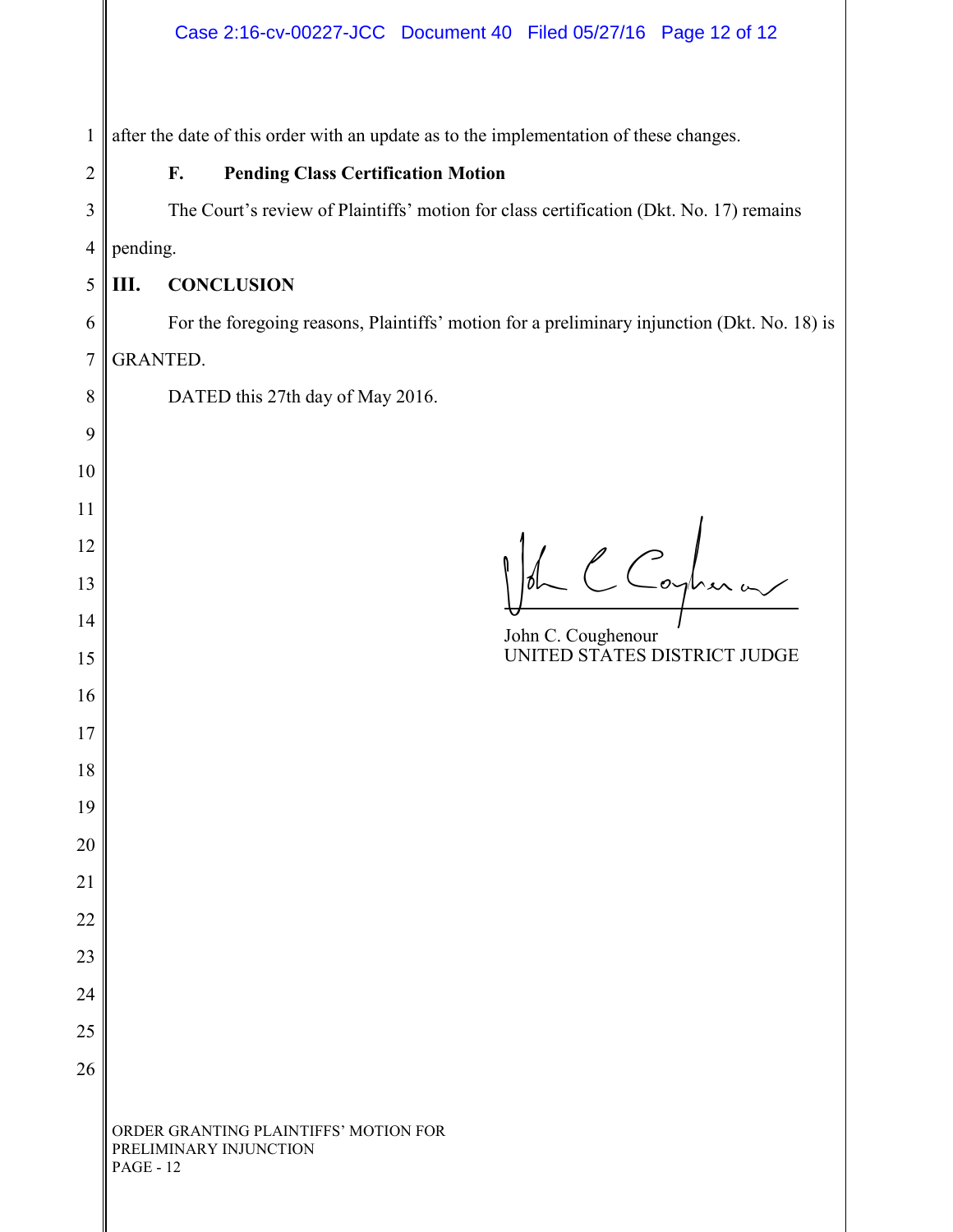after the date of this order with an update as to the implementation of these changes.

### F. Pending Class Certification Motion

The Court's review of Plaintiffs' motion for class certification (Dkt. No. 17) remains pending.

## III. CONCLUSION

For the foregoing reasons, Plaintiffs' motion for a preliminary injunction (Dkt. No. 18) is GRANTED.

DATED this 27th day of May 2016.

John C. Coughenour
UNITED STATES DISTRICT JUDGE

ORDER GRANTING PLAINTIFFS' MOTION FOR PRELIMINARY INJUNCTION